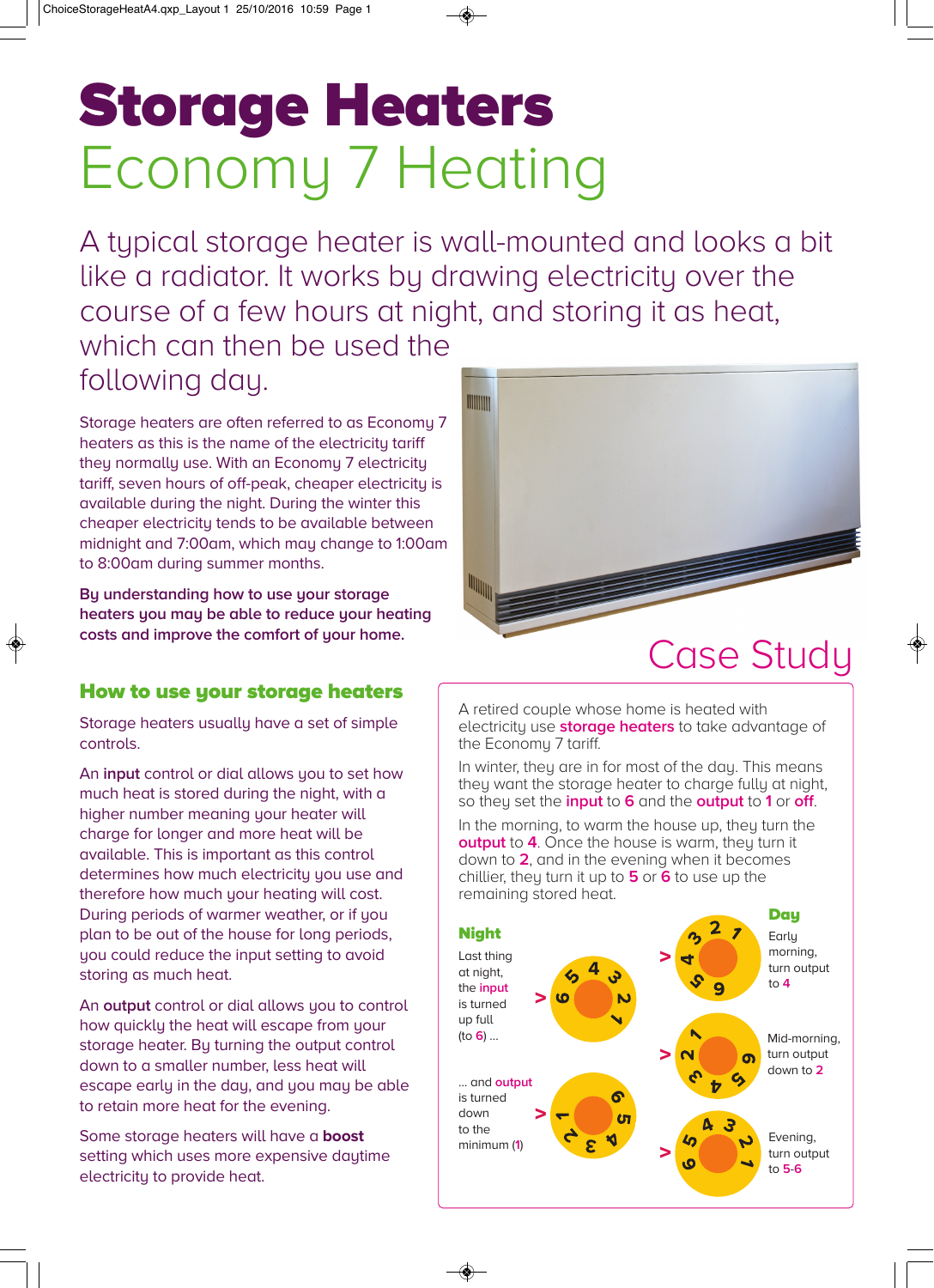# Storage Heaters

## Economy 7 Heating

A typical storage heater is wall-mounted and looks a bit like a radiator. It works by drawing electricity over the course of a few hours at night, and storing it as heat, which can then be used the following day.

Storage heaters are often referred to as Economy 7 heaters as this is the name of the electricity tariff they normally use. With an Economy 7 electricity tariff, seven hours of off-peak, cheaper electricity is available during the night. During the winter this cheaper electricity tends to be available between midnight and 7:00am, which may change to 1:00am to 8:00am during summer months.

**By understanding how to use your storage heaters you may be able to reduce your heating costs and improve the comfort of your home.**

### How to use your storage heaters

Storage heaters usually have a set of simple controls.

An **input** control or dial allows you to set how much heat is stored during the night, with a higher number meaning your heater will charge for longer and more heat will be available. This is important as this control determines how much electricity you use and therefore how much your heating will cost. During periods of warmer weather, or if you plan to be out of the house for long periods, you could reduce the input setting to avoid storing as much heat.

An **output** control or dial allows you to control how quickly the heat will escape from your storage heater. By turning the output control down to a smaller number, less heat will escape early in the day, and you may be able to retain more heat for the evening.

Some storage heaters will have a **boost** setting which uses more expensive daytime electricity to provide heat.

## Case Study

A retired couple whose home is heated with electricity use **storage heaters** to take advantage of the Economy 7 tariff.

In winter, they are in for most of the day. This means they want the storage heater to charge fully at night, so they set the **input** to **6** and the **output** to **1** or **off**.

In the morning, to warm the house up, they turn the **output** to **4**. Once the house is warm, they turn it down to **2**, and in the evening when it becomes chillier, they turn it up to **5** or **6** to use up the remaining stored heat.

**Night**

Last thing at night, the **input** is turned up full (to **6**) ...

... and **output** is turned down to the minimum (**1**)

**Day**

Early morning, turn output to **4**

Mid-morning, turn output down to **2**

Evening, turn output to **5-6**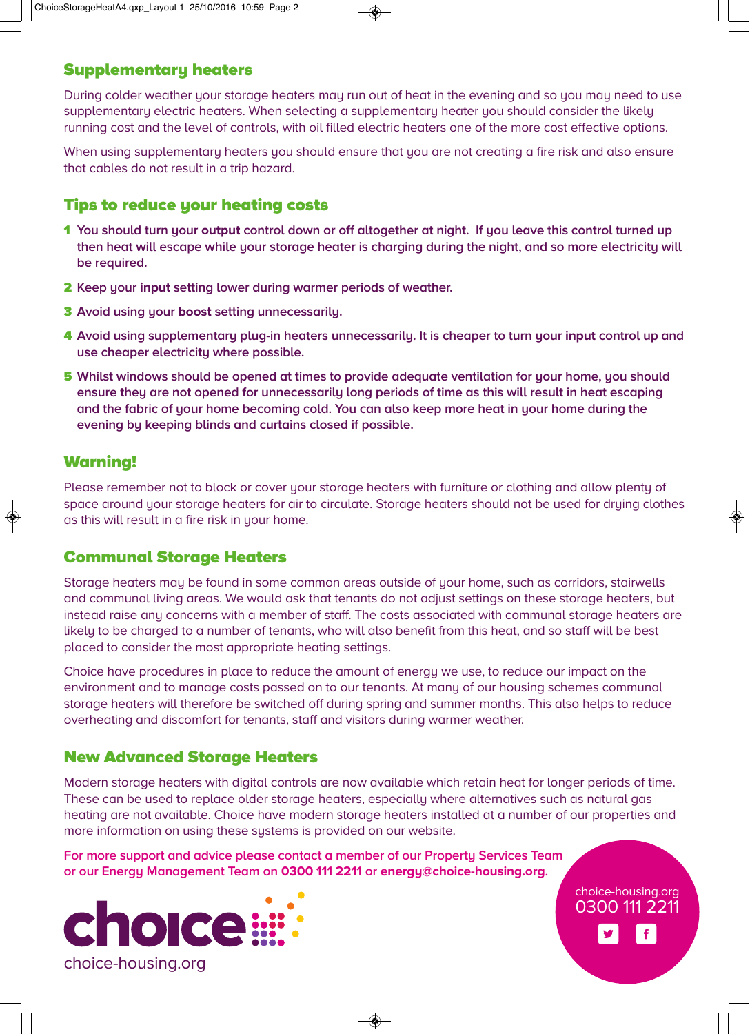## Supplementary heaters

During colder weather your storage heaters may run out of heat in the evening and so you may need to use supplementary electric heaters. When selecting a supplementary heater you should consider the likely running cost and the level of controls, with oil filled electric heaters one of the more cost effective options.

When using supplementary heaters you should ensure that you are not creating a fire risk and also ensure that cables do not result in a trip hazard.

## Tips to reduce your heating costs

1. You should turn your **output** control down or off altogether at night. If you leave this control turned up then heat will escape while your storage heater is charging during the night, and so more electricity will be required.
2. Keep your **input** setting lower during warmer periods of weather.
3. Avoid using your **boost** setting unnecessarily.
4. Avoid using supplementary plug-in heaters unnecessarily. It is cheaper to turn your **input** control up and use cheaper electricity where possible.
5. Whilst windows should be opened at times to provide adequate ventilation for your home, you should ensure they are not opened for unnecessarily long periods of time as this will result in heat escaping and the fabric of your home becoming cold. You can also keep more heat in your home during the evening by keeping blinds and curtains closed if possible.

## Warning!

Please remember not to block or cover your storage heaters with furniture or clothing and allow plenty of space around your storage heaters for air to circulate. Storage heaters should not be used for drying clothes as this will result in a fire risk in your home.

## Communal Storage Heaters

Storage heaters may be found in some common areas outside of your home, such as corridors, stairwells and communal living areas. We would ask that tenants do not adjust settings on these storage heaters, but instead raise any concerns with a member of staff. The costs associated with communal storage heaters are likely to be charged to a number of tenants, who will also benefit from this heat, and so staff will be best placed to consider the most appropriate heating settings.

Choice have procedures in place to reduce the amount of energy we use, to reduce our impact on the environment and to manage costs passed on to our tenants. At many of our housing schemes communal storage heaters will therefore be switched off during spring and summer months. This also helps to reduce overheating and discomfort for tenants, staff and visitors during warmer weather.

## New Advanced Storage Heaters

Modern storage heaters with digital controls are now available which retain heat for longer periods of time. These can be used to replace older storage heaters, especially where alternatives such as natural gas heating are not available. Choice have modern storage heaters installed at a number of our properties and more information on using these systems is provided on our website.

For more support and advice please contact a member of our Property Services Team or our Energy Management Team on **0300 111 2211** or **energy@choice-housing.org**.

choice

choice-housing.org

choice-housing.org
0300 111 2211